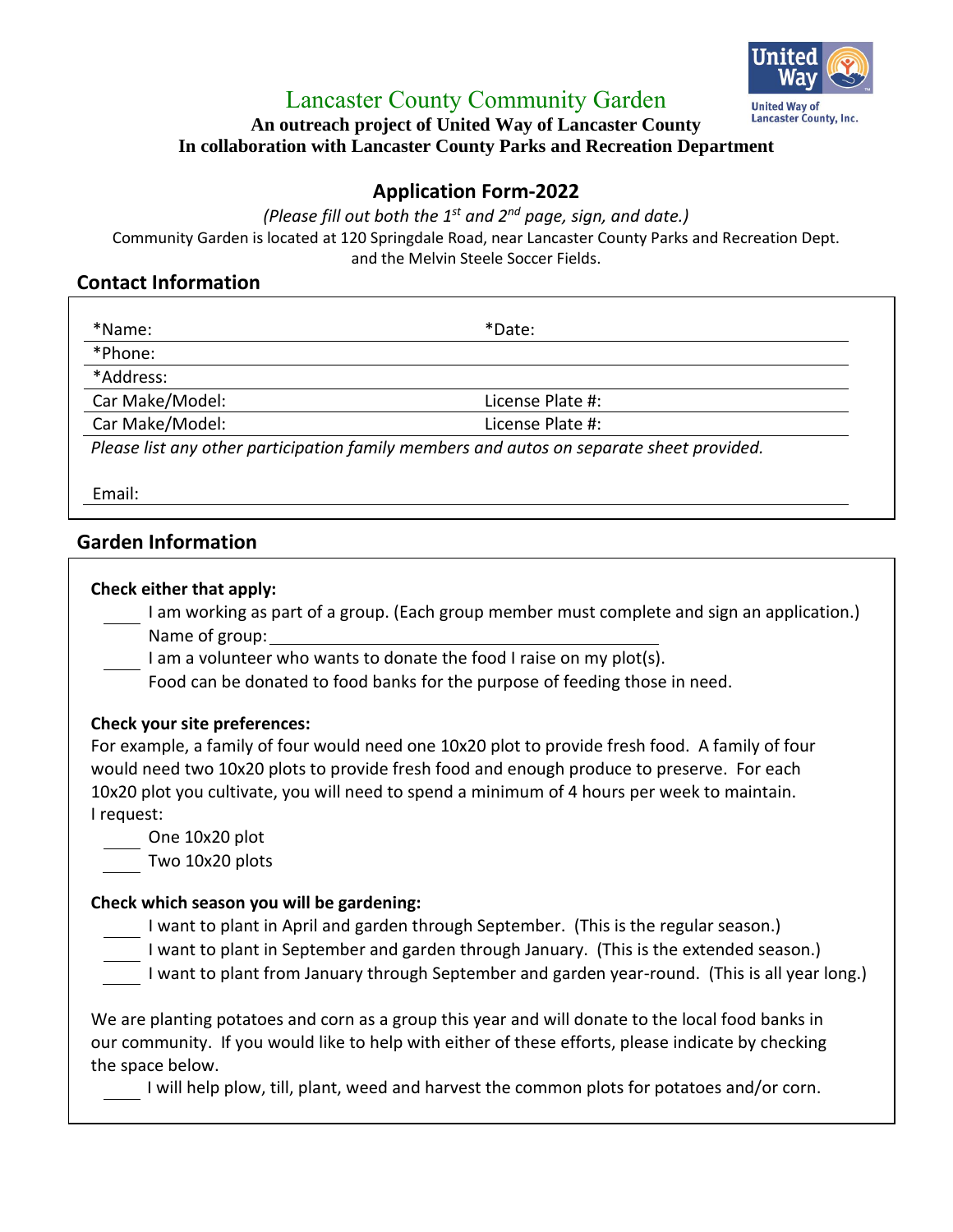United Way of Lancaster County, Inc.

# Lancaster County Community Garden

**An outreach project of United Way of Lancaster County**
**In collaboration with Lancaster County Parks and Recreation Department**

## Application Form-2022

*(Please fill out both the 1st and 2nd page, sign, and date.)*

Community Garden is located at 120 Springdale Road, near Lancaster County Parks and Recreation Dept. and the Melvin Steele Soccer Fields.

## Contact Information

| | |
|---|---|
| *Name: | *Date: |
| *Phone: | |
| *Address: | |
| Car Make/Model: | License Plate #: |
| Car Make/Model: | License Plate #: |

*Please list any other participation family members and autos on separate sheet provided.*

Email: ____________________

## Garden Information

**Check either that apply:**

____ I am working as part of a group. (Each group member must complete and sign an application.)
Name of group: ______________________________

____ I am a volunteer who wants to donate the food I raise on my plot(s).
Food can be donated to food banks for the purpose of feeding those in need.

**Check your site preferences:**

For example, a family of four would need one 10x20 plot to provide fresh food. A family of four would need two 10x20 plots to provide fresh food and enough produce to preserve. For each 10x20 plot you cultivate, you will need to spend a minimum of 4 hours per week to maintain.

I request:

____ One 10x20 plot
____ Two 10x20 plots

**Check which season you will be gardening:**

____ I want to plant in April and garden through September. (This is the regular season.)
____ I want to plant in September and garden through January. (This is the extended season.)
____ I want to plant from January through September and garden year-round. (This is all year long.)

We are planting potatoes and corn as a group this year and will donate to the local food banks in our community. If you would like to help with either of these efforts, please indicate by checking the space below.

____ I will help plow, till, plant, weed and harvest the common plots for potatoes and/or corn.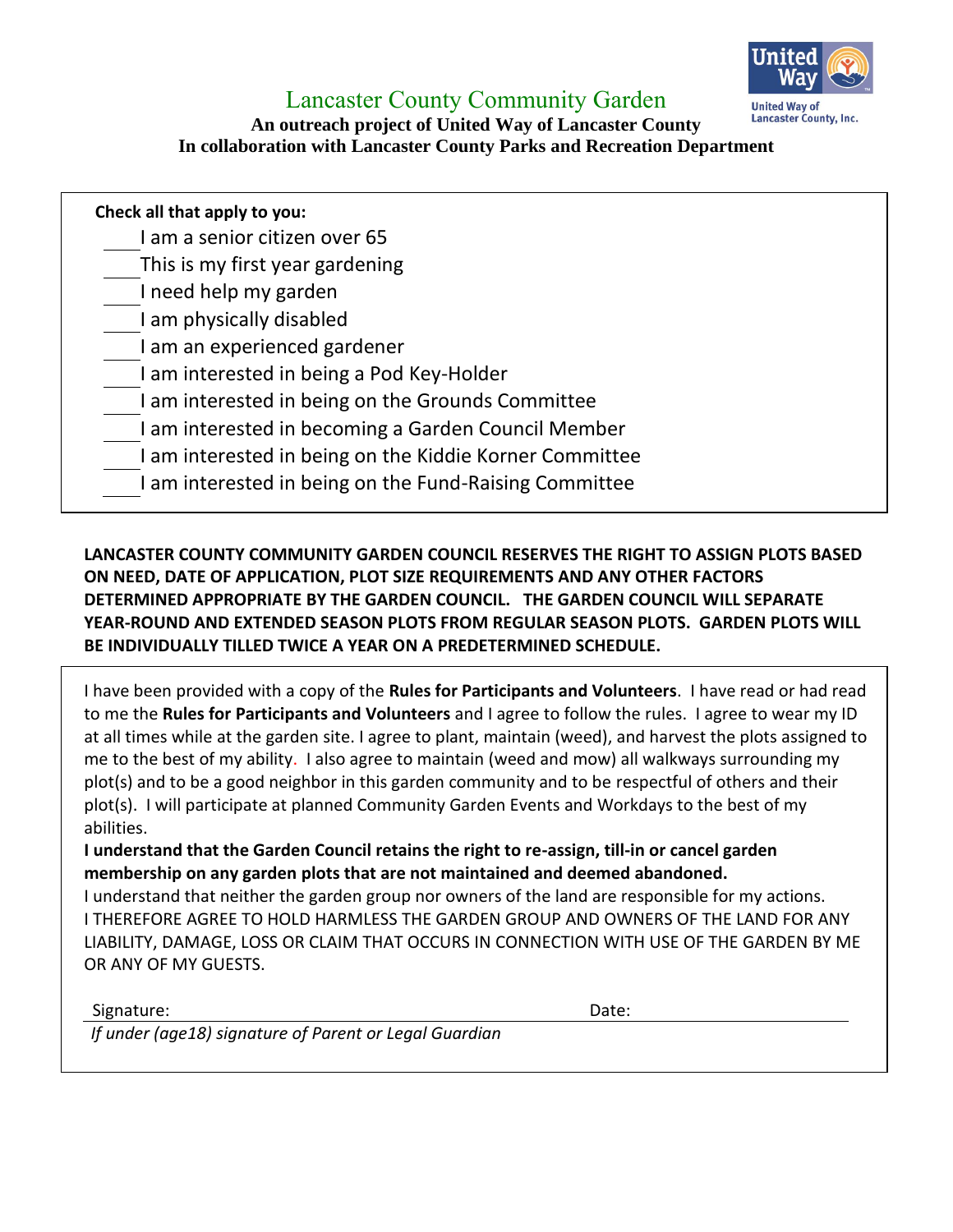# Lancaster County Community Garden

**An outreach project of United Way of Lancaster County**
**In collaboration with Lancaster County Parks and Recreation Department**

United Way of Lancaster County, Inc.

**Check all that apply to you:**

- ____ I am a senior citizen over 65
- ____ This is my first year gardening
- ____ I need help my garden
- ____ I am physically disabled
- ____ I am an experienced gardener
- ____ I am interested in being a Pod Key-Holder
- ____ I am interested in being on the Grounds Committee
- ____ I am interested in becoming a Garden Council Member
- ____ I am interested in being on the Kiddie Korner Committee
- ____ I am interested in being on the Fund-Raising Committee

**LANCASTER COUNTY COMMUNITY GARDEN COUNCIL RESERVES THE RIGHT TO ASSIGN PLOTS BASED ON NEED, DATE OF APPLICATION, PLOT SIZE REQUIREMENTS AND ANY OTHER FACTORS DETERMINED APPROPRIATE BY THE GARDEN COUNCIL. THE GARDEN COUNCIL WILL SEPARATE YEAR-ROUND AND EXTENDED SEASON PLOTS FROM REGULAR SEASON PLOTS. GARDEN PLOTS WILL BE INDIVIDUALLY TILLED TWICE A YEAR ON A PREDETERMINED SCHEDULE.**

I have been provided with a copy of the **Rules for Participants and Volunteers**. I have read or had read to me the **Rules for Participants and Volunteers** and I agree to follow the rules. I agree to wear my ID at all times while at the garden site. I agree to plant, maintain (weed), and harvest the plots assigned to me to the best of my ability. I also agree to maintain (weed and mow) all walkways surrounding my plot(s) and to be a good neighbor in this garden community and to be respectful of others and their plot(s). I will participate at planned Community Garden Events and Workdays to the best of my abilities.

**I understand that the Garden Council retains the right to re-assign, till-in or cancel garden membership on any garden plots that are not maintained and deemed abandoned.**

I understand that neither the garden group nor owners of the land are responsible for my actions. I THEREFORE AGREE TO HOLD HARMLESS THE GARDEN GROUP AND OWNERS OF THE LAND FOR ANY LIABILITY, DAMAGE, LOSS OR CLAIM THAT OCCURS IN CONNECTION WITH USE OF THE GARDEN BY ME OR ANY OF MY GUESTS.

Signature: ______________________________ Date: ______________

*If under (age18) signature of Parent or Legal Guardian*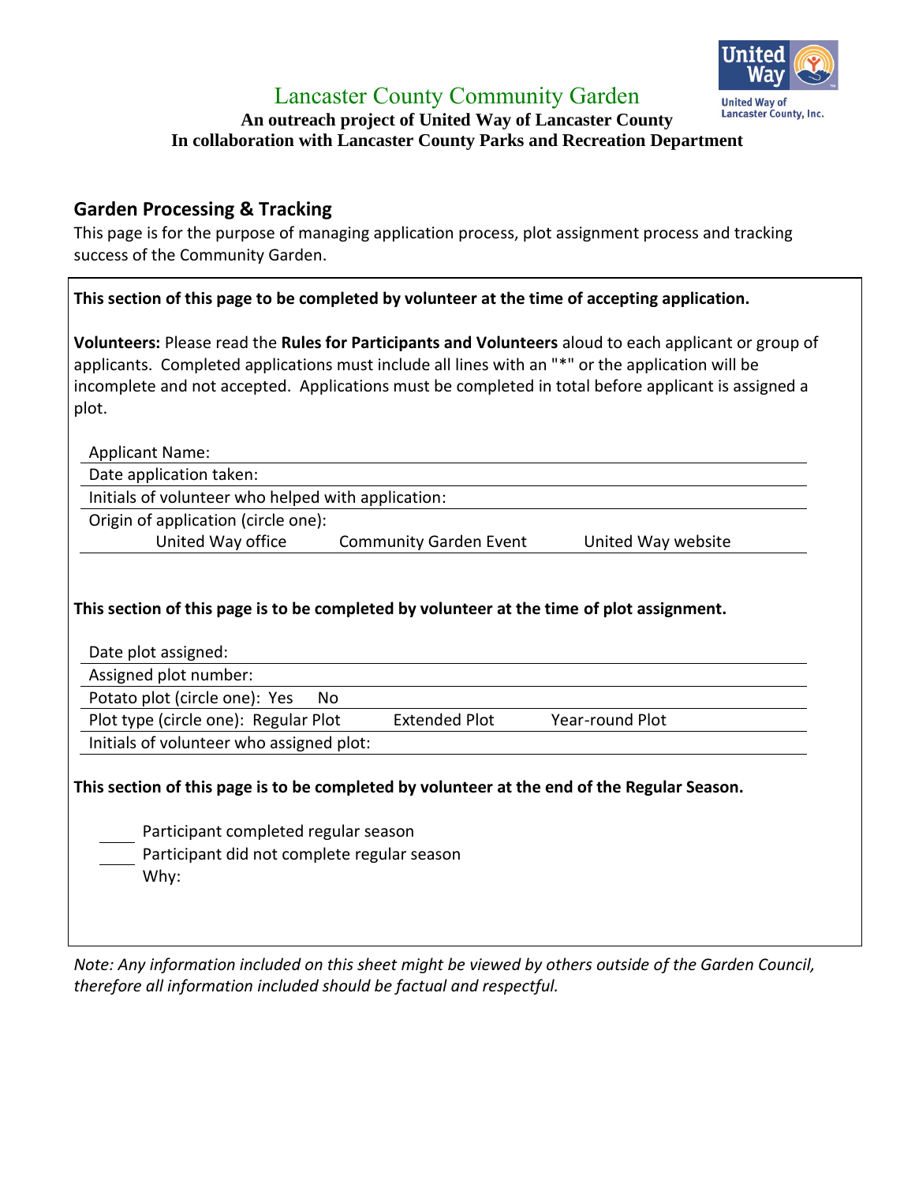Lancaster County Community Garden

**An outreach project of United Way of Lancaster County**
**In collaboration with Lancaster County Parks and Recreation Department**

United Way of Lancaster County, Inc.

## Garden Processing & Tracking

This page is for the purpose of managing application process, plot assignment process and tracking success of the Community Garden.

**This section of this page to be completed by volunteer at the time of accepting application.**

**Volunteers:** Please read the **Rules for Participants and Volunteers** aloud to each applicant or group of applicants. Completed applications must include all lines with an "*" or the application will be incomplete and not accepted. Applications must be completed in total before applicant is assigned a plot.

Applicant Name: ______________________

Date application taken: ______________________

Initials of volunteer who helped with application: ______________________

Origin of application (circle one):
United Way office     Community Garden Event     United Way website

**This section of this page is to be completed by volunteer at the time of plot assignment.**

Date plot assigned: ______________________

Assigned plot number: ______________________

Potato plot (circle one): Yes     No

Plot type (circle one): Regular Plot     Extended Plot     Year-round Plot

Initials of volunteer who assigned plot: ______________________

**This section of this page is to be completed by volunteer at the end of the Regular Season.**

____ Participant completed regular season
____ Participant did not complete regular season
Why:

*Note: Any information included on this sheet might be viewed by others outside of the Garden Council, therefore all information included should be factual and respectful.*